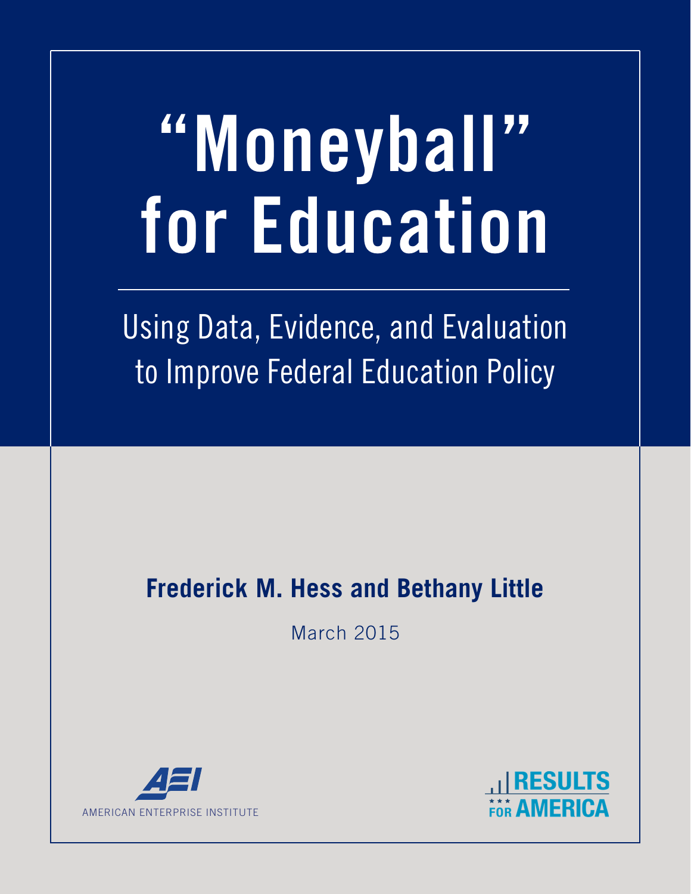# "Moneyball" for Education

## Using Data, Evidence, and Evaluation to Improve Federal Education Policy

**Frederick M. Hess and Bethany Little**

March 2015

AMERICAN ENTERPRISE INSTITUTE

RESULTS FOR AMERICA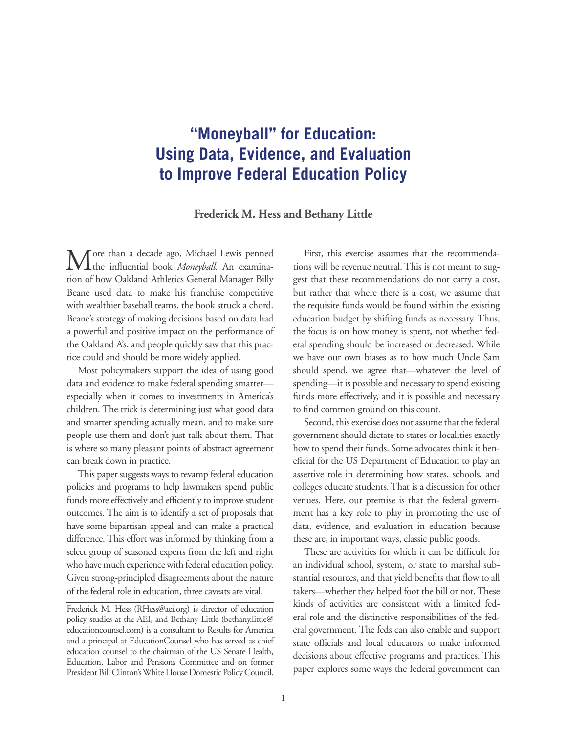# "Moneyball" for Education: Using Data, Evidence, and Evaluation to Improve Federal Education Policy

**Frederick M. Hess and Bethany Little**

More than a decade ago, Michael Lewis penned the influential book *Moneyball.* An examination of how Oakland Athletics General Manager Billy Beane used data to make his franchise competitive with wealthier baseball teams, the book struck a chord. Beane's strategy of making decisions based on data had a powerful and positive impact on the performance of the Oakland A's, and people quickly saw that this practice could and should be more widely applied.

Most policymakers support the idea of using good data and evidence to make federal spending smarter—especially when it comes to investments in America's children. The trick is determining just what good data and smarter spending actually mean, and to make sure people use them and don't just talk about them. That is where so many pleasant points of abstract agreement can break down in practice.

This paper suggests ways to revamp federal education policies and programs to help lawmakers spend public funds more effectively and efficiently to improve student outcomes. The aim is to identify a set of proposals that have some bipartisan appeal and can make a practical difference. This effort was informed by thinking from a select group of seasoned experts from the left and right who have much experience with federal education policy. Given strong-principled disagreements about the nature of the federal role in education, three caveats are vital.

Frederick M. Hess (RHess@aei.org) is director of education policy studies at the AEI, and Bethany Little (bethany.little@educationcounsel.com) is a consultant to Results for America and a principal at EducationCounsel who has served as chief education counsel to the chairman of the US Senate Health, Education, Labor and Pensions Committee and on former President Bill Clinton's White House Domestic Policy Council.

First, this exercise assumes that the recommendations will be revenue neutral. This is not meant to suggest that these recommendations do not carry a cost, but rather that where there is a cost, we assume that the requisite funds would be found within the existing education budget by shifting funds as necessary. Thus, the focus is on how money is spent, not whether federal spending should be increased or decreased. While we have our own biases as to how much Uncle Sam should spend, we agree that—whatever the level of spending—it is possible and necessary to spend existing funds more effectively, and it is possible and necessary to find common ground on this count.

Second, this exercise does not assume that the federal government should dictate to states or localities exactly how to spend their funds. Some advocates think it beneficial for the US Department of Education to play an assertive role in determining how states, schools, and colleges educate students. That is a discussion for other venues. Here, our premise is that the federal government has a key role to play in promoting the use of data, evidence, and evaluation in education because these are, in important ways, classic public goods.

These are activities for which it can be difficult for an individual school, system, or state to marshal substantial resources, and that yield benefits that flow to all takers—whether they helped foot the bill or not. These kinds of activities are consistent with a limited federal role and the distinctive responsibilities of the federal government. The feds can also enable and support state officials and local educators to make informed decisions about effective programs and practices. This paper explores some ways the federal government can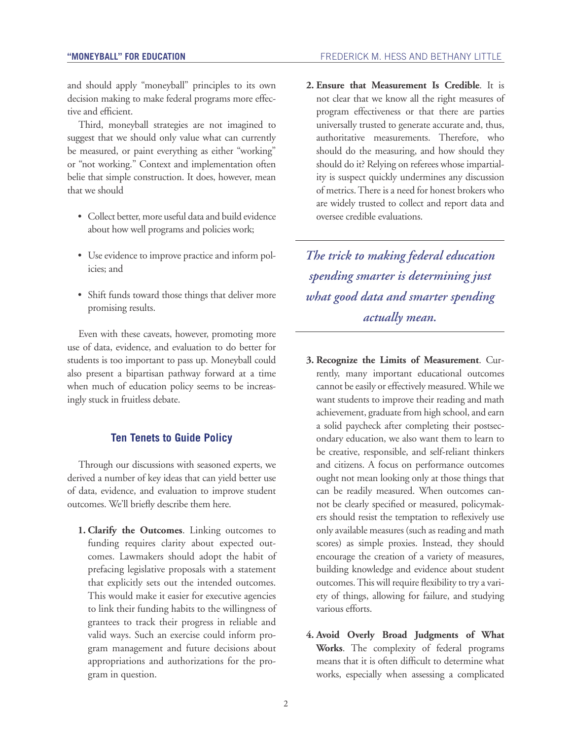and should apply "moneyball" principles to its own decision making to make federal programs more effective and efficient.

Third, moneyball strategies are not imagined to suggest that we should only value what can currently be measured, or paint everything as either "working" or "not working." Context and implementation often belie that simple construction. It does, however, mean that we should

- Collect better, more useful data and build evidence about how well programs and policies work;
- Use evidence to improve practice and inform policies; and
- Shift funds toward those things that deliver more promising results.

Even with these caveats, however, promoting more use of data, evidence, and evaluation to do better for students is too important to pass up. Moneyball could also present a bipartisan pathway forward at a time when much of education policy seems to be increasingly stuck in fruitless debate.

## Ten Tenets to Guide Policy

Through our discussions with seasoned experts, we derived a number of key ideas that can yield better use of data, evidence, and evaluation to improve student outcomes. We'll briefly describe them here.

1. **Clarify the Outcomes**. Linking outcomes to funding requires clarity about expected outcomes. Lawmakers should adopt the habit of prefacing legislative proposals with a statement that explicitly sets out the intended outcomes. This would make it easier for executive agencies to link their funding habits to the willingness of grantees to track their progress in reliable and valid ways. Such an exercise could inform program management and future decisions about appropriations and authorizations for the program in question.

2. **Ensure that Measurement Is Credible**. It is not clear that we know all the right measures of program effectiveness or that there are parties universally trusted to generate accurate and, thus, authoritative measurements. Therefore, who should do the measuring, and how should they should do it? Relying on referees whose impartiality is suspect quickly undermines any discussion of metrics. There is a need for honest brokers who are widely trusted to collect and report data and oversee credible evaluations.

*The trick to making federal education spending smarter is determining just what good data and smarter spending actually mean.*

3. **Recognize the Limits of Measurement**. Currently, many important educational outcomes cannot be easily or effectively measured. While we want students to improve their reading and math achievement, graduate from high school, and earn a solid paycheck after completing their postsecondary education, we also want them to learn to be creative, responsible, and self-reliant thinkers and citizens. A focus on performance outcomes ought not mean looking only at those things that can be readily measured. When outcomes cannot be clearly specified or measured, policymakers should resist the temptation to reflexively use only available measures (such as reading and math scores) as simple proxies. Instead, they should encourage the creation of a variety of measures, building knowledge and evidence about student outcomes. This will require flexibility to try a variety of things, allowing for failure, and studying various efforts.

4. **Avoid Overly Broad Judgments of What Works**. The complexity of federal programs means that it is often difficult to determine what works, especially when assessing a complicated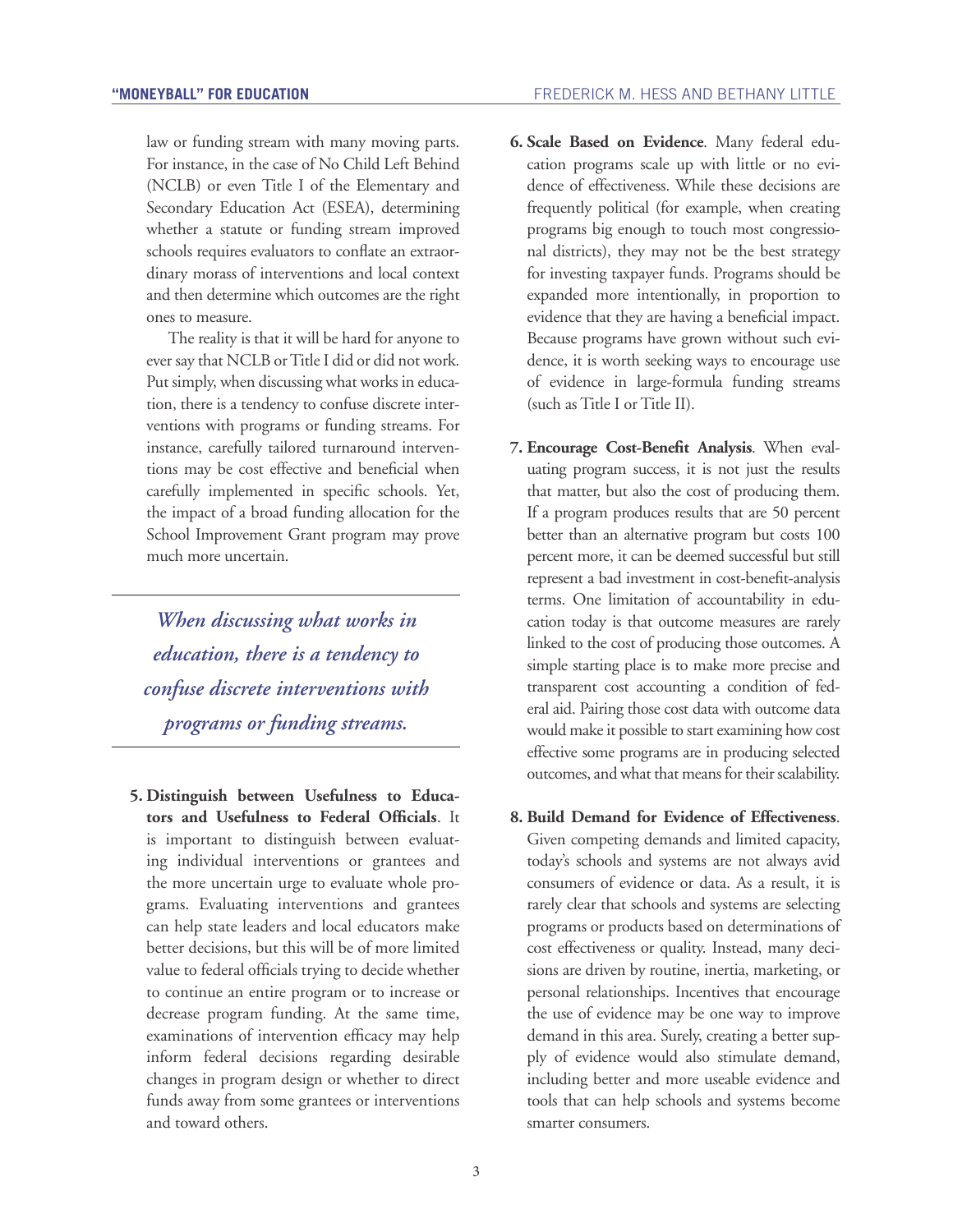law or funding stream with many moving parts. For instance, in the case of No Child Left Behind (NCLB) or even Title I of the Elementary and Secondary Education Act (ESEA), determining whether a statute or funding stream improved schools requires evaluators to conflate an extraordinary morass of interventions and local context and then determine which outcomes are the right ones to measure.

The reality is that it will be hard for anyone to ever say that NCLB or Title I did or did not work. Put simply, when discussing what works in education, there is a tendency to confuse discrete interventions with programs or funding streams. For instance, carefully tailored turnaround interventions may be cost effective and beneficial when carefully implemented in specific schools. Yet, the impact of a broad funding allocation for the School Improvement Grant program may prove much more uncertain.

*When discussing what works in education, there is a tendency to confuse discrete interventions with programs or funding streams.*

5. **Distinguish between Usefulness to Educators and Usefulness to Federal Officials**. It is important to distinguish between evaluating individual interventions or grantees and the more uncertain urge to evaluate whole programs. Evaluating interventions and grantees can help state leaders and local educators make better decisions, but this will be of more limited value to federal officials trying to decide whether to continue an entire program or to increase or decrease program funding. At the same time, examinations of intervention efficacy may help inform federal decisions regarding desirable changes in program design or whether to direct funds away from some grantees or interventions and toward others.

6. **Scale Based on Evidence**. Many federal education programs scale up with little or no evidence of effectiveness. While these decisions are frequently political (for example, when creating programs big enough to touch most congressional districts), they may not be the best strategy for investing taxpayer funds. Programs should be expanded more intentionally, in proportion to evidence that they are having a beneficial impact. Because programs have grown without such evidence, it is worth seeking ways to encourage use of evidence in large-formula funding streams (such as Title I or Title II).

7. **Encourage Cost-Benefit Analysis**. When evaluating program success, it is not just the results that matter, but also the cost of producing them. If a program produces results that are 50 percent better than an alternative program but costs 100 percent more, it can be deemed successful but still represent a bad investment in cost-benefit-analysis terms. One limitation of accountability in education today is that outcome measures are rarely linked to the cost of producing those outcomes. A simple starting place is to make more precise and transparent cost accounting a condition of federal aid. Pairing those cost data with outcome data would make it possible to start examining how cost effective some programs are in producing selected outcomes, and what that means for their scalability.

8. **Build Demand for Evidence of Effectiveness**. Given competing demands and limited capacity, today's schools and systems are not always avid consumers of evidence or data. As a result, it is rarely clear that schools and systems are selecting programs or products based on determinations of cost effectiveness or quality. Instead, many decisions are driven by routine, inertia, marketing, or personal relationships. Incentives that encourage the use of evidence may be one way to improve demand in this area. Surely, creating a better supply of evidence would also stimulate demand, including better and more useable evidence and tools that can help schools and systems become smarter consumers.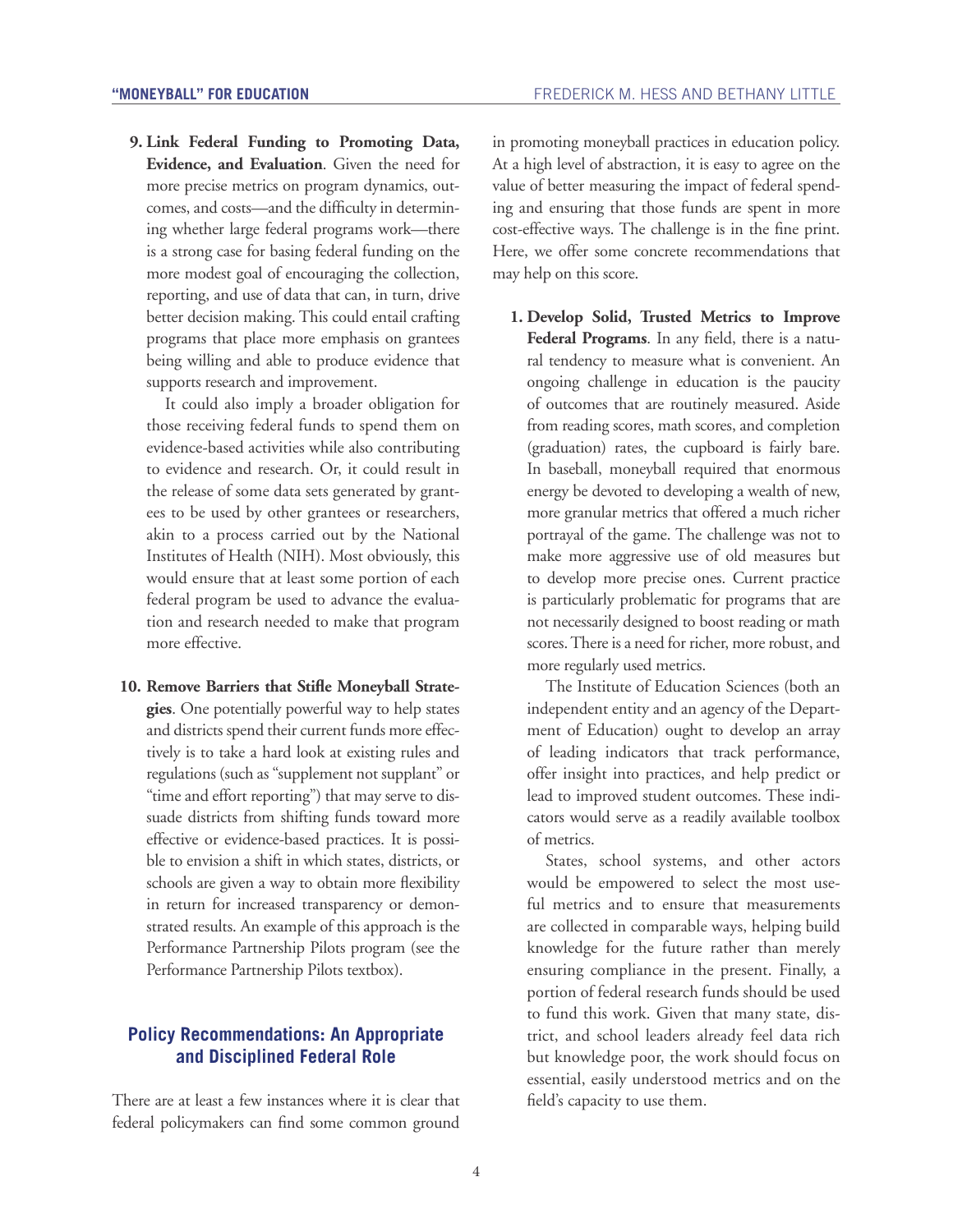9. **Link Federal Funding to Promoting Data, Evidence, and Evaluation**. Given the need for more precise metrics on program dynamics, outcomes, and costs—and the difficulty in determining whether large federal programs work—there is a strong case for basing federal funding on the more modest goal of encouraging the collection, reporting, and use of data that can, in turn, drive better decision making. This could entail crafting programs that place more emphasis on grantees being willing and able to produce evidence that supports research and improvement.

   It could also imply a broader obligation for those receiving federal funds to spend them on evidence-based activities while also contributing to evidence and research. Or, it could result in the release of some data sets generated by grantees to be used by other grantees or researchers, akin to a process carried out by the National Institutes of Health (NIH). Most obviously, this would ensure that at least some portion of each federal program be used to advance the evaluation and research needed to make that program more effective.

10. **Remove Barriers that Stifle Moneyball Strategies**. One potentially powerful way to help states and districts spend their current funds more effectively is to take a hard look at existing rules and regulations (such as "supplement not supplant" or "time and effort reporting") that may serve to dissuade districts from shifting funds toward more effective or evidence-based practices. It is possible to envision a shift in which states, districts, or schools are given a way to obtain more flexibility in return for increased transparency or demonstrated results. An example of this approach is the Performance Partnership Pilots program (see the Performance Partnership Pilots textbox).

## Policy Recommendations: An Appropriate and Disciplined Federal Role

There are at least a few instances where it is clear that federal policymakers can find some common ground in promoting moneyball practices in education policy. At a high level of abstraction, it is easy to agree on the value of better measuring the impact of federal spending and ensuring that those funds are spent in more cost-effective ways. The challenge is in the fine print. Here, we offer some concrete recommendations that may help on this score.

1. **Develop Solid, Trusted Metrics to Improve Federal Programs**. In any field, there is a natural tendency to measure what is convenient. An ongoing challenge in education is the paucity of outcomes that are routinely measured. Aside from reading scores, math scores, and completion (graduation) rates, the cupboard is fairly bare. In baseball, moneyball required that enormous energy be devoted to developing a wealth of new, more granular metrics that offered a much richer portrayal of the game. The challenge was not to make more aggressive use of old measures but to develop more precise ones. Current practice is particularly problematic for programs that are not necessarily designed to boost reading or math scores. There is a need for richer, more robust, and more regularly used metrics.

   The Institute of Education Sciences (both an independent entity and an agency of the Department of Education) ought to develop an array of leading indicators that track performance, offer insight into practices, and help predict or lead to improved student outcomes. These indicators would serve as a readily available toolbox of metrics.

   States, school systems, and other actors would be empowered to select the most useful metrics and to ensure that measurements are collected in comparable ways, helping build knowledge for the future rather than merely ensuring compliance in the present. Finally, a portion of federal research funds should be used to fund this work. Given that many state, district, and school leaders already feel data rich but knowledge poor, the work should focus on essential, easily understood metrics and on the field's capacity to use them.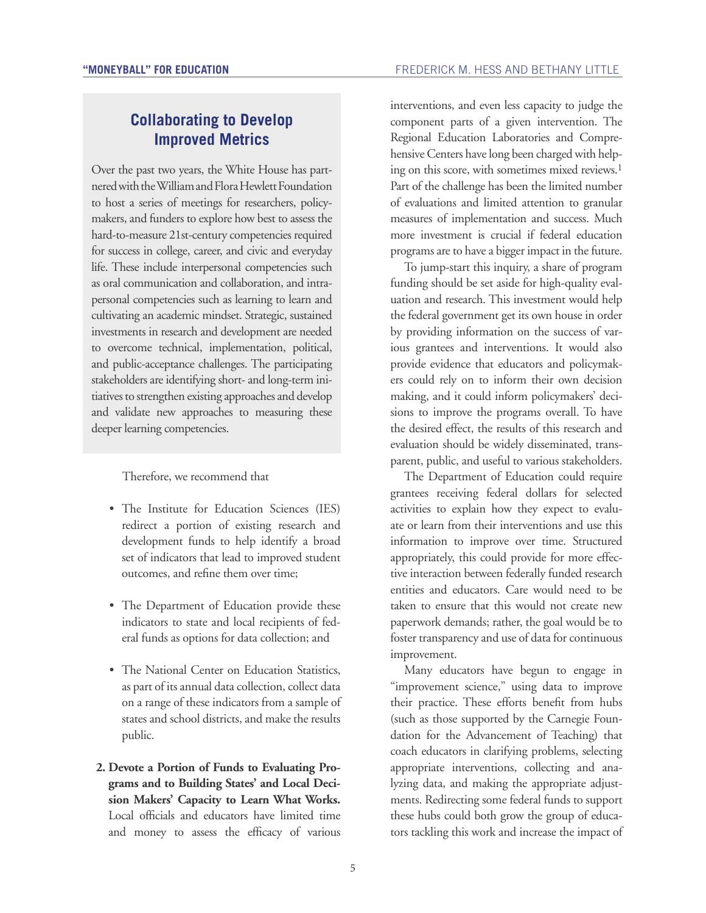### Collaborating to Develop Improved Metrics

Over the past two years, the White House has partnered with the William and Flora Hewlett Foundation to host a series of meetings for researchers, policymakers, and funders to explore how best to assess the hard-to-measure 21st-century competencies required for success in college, career, and civic and everyday life. These include interpersonal competencies such as oral communication and collaboration, and intrapersonal competencies such as learning to learn and cultivating an academic mindset. Strategic, sustained investments in research and development are needed to overcome technical, implementation, political, and public-acceptance challenges. The participating stakeholders are identifying short- and long-term initiatives to strengthen existing approaches and develop and validate new approaches to measuring these deeper learning competencies.

Therefore, we recommend that

- The Institute for Education Sciences (IES) redirect a portion of existing research and development funds to help identify a broad set of indicators that lead to improved student outcomes, and refine them over time;
- The Department of Education provide these indicators to state and local recipients of federal funds as options for data collection; and
- The National Center on Education Statistics, as part of its annual data collection, collect data on a range of these indicators from a sample of states and school districts, and make the results public.

2. **Devote a Portion of Funds to Evaluating Programs and to Building States' and Local Decision Makers' Capacity to Learn What Works.** Local officials and educators have limited time and money to assess the efficacy of various interventions, and even less capacity to judge the component parts of a given intervention. The Regional Education Laboratories and Comprehensive Centers have long been charged with helping on this score, with sometimes mixed reviews.[1] Part of the challenge has been the limited number of evaluations and limited attention to granular measures of implementation and success. Much more investment is crucial if federal education programs are to have a bigger impact in the future.

To jump-start this inquiry, a share of program funding should be set aside for high-quality evaluation and research. This investment would help the federal government get its own house in order by providing information on the success of various grantees and interventions. It would also provide evidence that educators and policymakers could rely on to inform their own decision making, and it could inform policymakers' decisions to improve the programs overall. To have the desired effect, the results of this research and evaluation should be widely disseminated, transparent, public, and useful to various stakeholders.

The Department of Education could require grantees receiving federal dollars for selected activities to explain how they expect to evaluate or learn from their interventions and use this information to improve over time. Structured appropriately, this could provide for more effective interaction between federally funded research entities and educators. Care would need to be taken to ensure that this would not create new paperwork demands; rather, the goal would be to foster transparency and use of data for continuous improvement.

Many educators have begun to engage in "improvement science," using data to improve their practice. These efforts benefit from hubs (such as those supported by the Carnegie Foundation for the Advancement of Teaching) that coach educators in clarifying problems, selecting appropriate interventions, collecting and analyzing data, and making the appropriate adjustments. Redirecting some federal funds to support these hubs could both grow the group of educators tackling this work and increase the impact of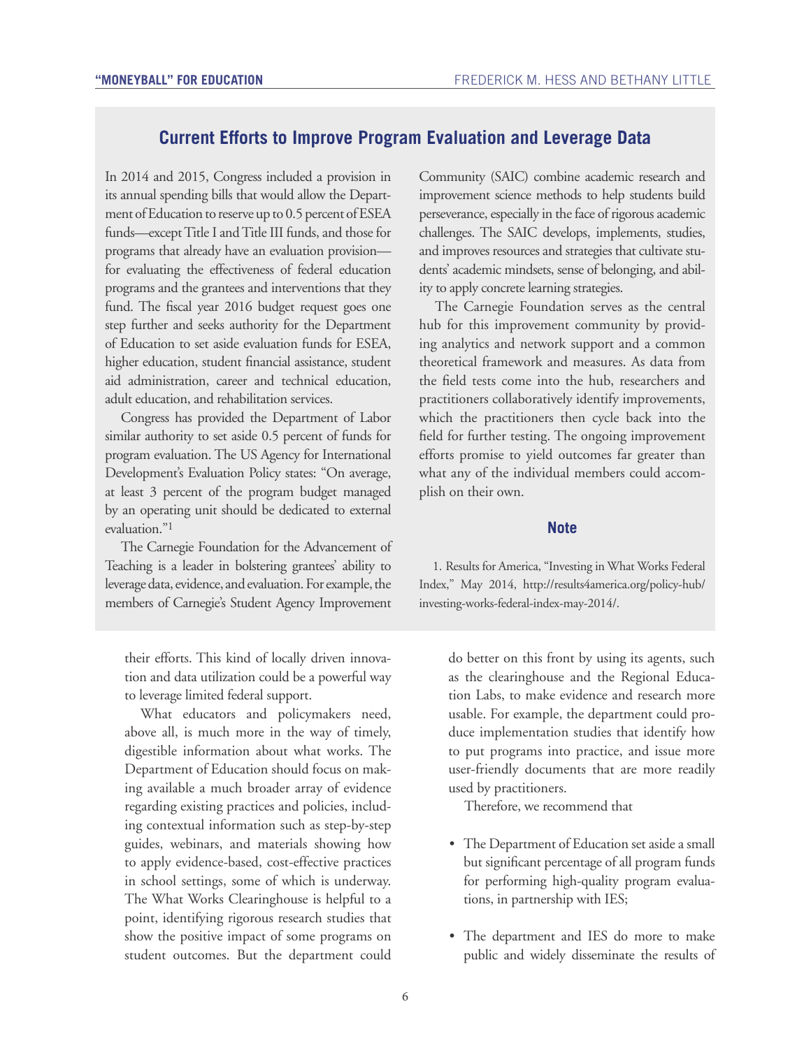## Current Efforts to Improve Program Evaluation and Leverage Data

In 2014 and 2015, Congress included a provision in its annual spending bills that would allow the Department of Education to reserve up to 0.5 percent of ESEA funds—except Title I and Title III funds, and those for programs that already have an evaluation provision—for evaluating the effectiveness of federal education programs and the grantees and interventions that they fund. The fiscal year 2016 budget request goes one step further and seeks authority for the Department of Education to set aside evaluation funds for ESEA, higher education, student financial assistance, student aid administration, career and technical education, adult education, and rehabilitation services.

Congress has provided the Department of Labor similar authority to set aside 0.5 percent of funds for program evaluation. The US Agency for International Development's Evaluation Policy states: "On average, at least 3 percent of the program budget managed by an operating unit should be dedicated to external evaluation."[1]

The Carnegie Foundation for the Advancement of Teaching is a leader in bolstering grantees' ability to leverage data, evidence, and evaluation. For example, the members of Carnegie's Student Agency Improvement Community (SAIC) combine academic research and improvement science methods to help students build perseverance, especially in the face of rigorous academic challenges. The SAIC develops, implements, studies, and improves resources and strategies that cultivate students' academic mindsets, sense of belonging, and ability to apply concrete learning strategies.

The Carnegie Foundation serves as the central hub for this improvement community by providing analytics and network support and a common theoretical framework and measures. As data from the field tests come into the hub, researchers and practitioners collaboratively identify improvements, which the practitioners then cycle back into the field for further testing. The ongoing improvement efforts promise to yield outcomes far greater than what any of the individual members could accomplish on their own.

### Note

1. Results for America, "Investing in What Works Federal Index," May 2014, http://results4america.org/policy-hub/investing-works-federal-index-may-2014/.

---

their efforts. This kind of locally driven innovation and data utilization could be a powerful way to leverage limited federal support.

What educators and policymakers need, above all, is much more in the way of timely, digestible information about what works. The Department of Education should focus on making available a much broader array of evidence regarding existing practices and policies, including contextual information such as step-by-step guides, webinars, and materials showing how to apply evidence-based, cost-effective practices in school settings, some of which is underway. The What Works Clearinghouse is helpful to a point, identifying rigorous research studies that show the positive impact of some programs on student outcomes. But the department could do better on this front by using its agents, such as the clearinghouse and the Regional Education Labs, to make evidence and research more usable. For example, the department could produce implementation studies that identify how to put programs into practice, and issue more user-friendly documents that are more readily used by practitioners.

Therefore, we recommend that

- The Department of Education set aside a small but significant percentage of all program funds for performing high-quality program evaluations, in partnership with IES;
- The department and IES do more to make public and widely disseminate the results of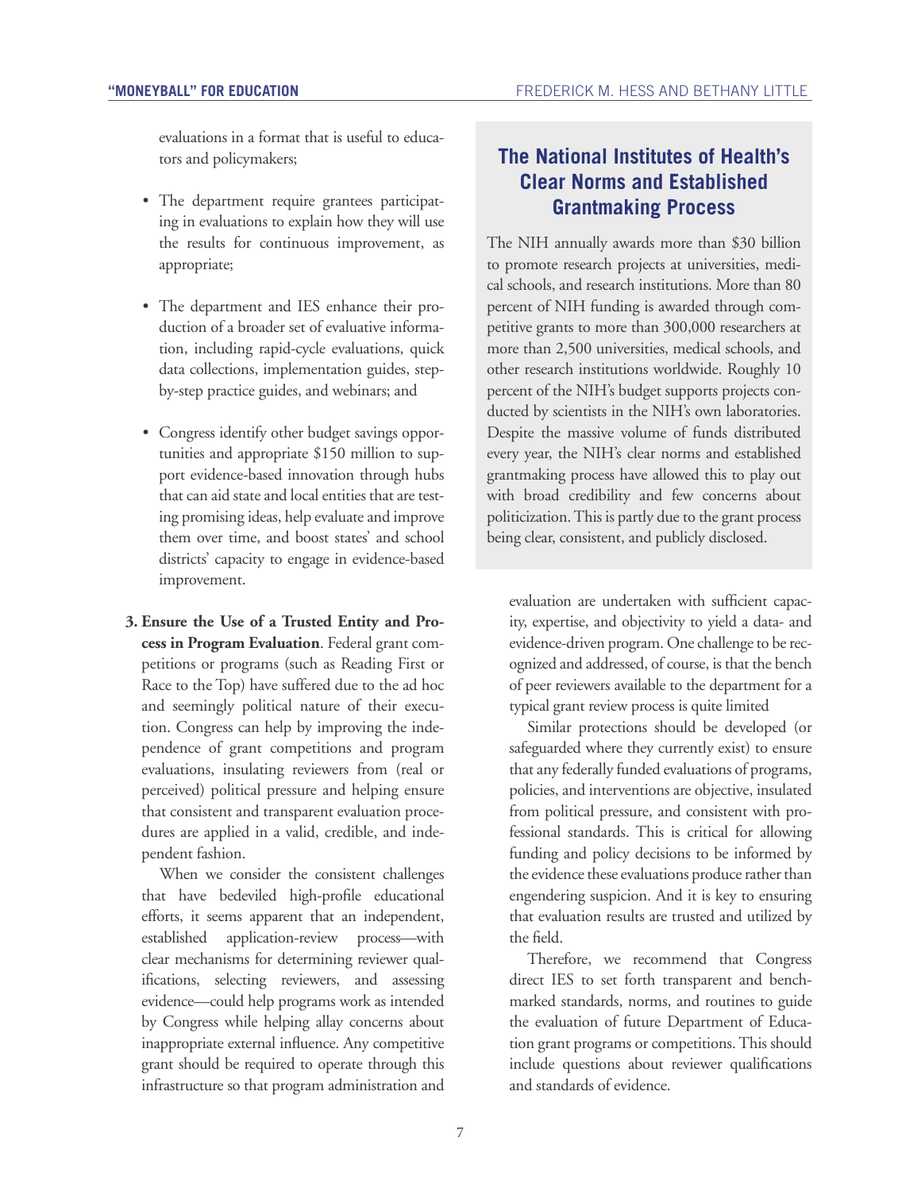evaluations in a format that is useful to educators and policymakers;

- The department require grantees participating in evaluations to explain how they will use the results for continuous improvement, as appropriate;
- The department and IES enhance their production of a broader set of evaluative information, including rapid-cycle evaluations, quick data collections, implementation guides, step-by-step practice guides, and webinars; and
- Congress identify other budget savings opportunities and appropriate $150 million to support evidence-based innovation through hubs that can aid state and local entities that are testing promising ideas, help evaluate and improve them over time, and boost states' and school districts' capacity to engage in evidence-based improvement.

**3. Ensure the Use of a Trusted Entity and Process in Program Evaluation**. Federal grant competitions or programs (such as Reading First or Race to the Top) have suffered due to the ad hoc and seemingly political nature of their execution. Congress can help by improving the independence of grant competitions and program evaluations, insulating reviewers from (real or perceived) political pressure and helping ensure that consistent and transparent evaluation procedures are applied in a valid, credible, and independent fashion.

When we consider the consistent challenges that have bedeviled high-profile educational efforts, it seems apparent that an independent, established application-review process—with clear mechanisms for determining reviewer qualifications, selecting reviewers, and assessing evidence—could help programs work as intended by Congress while helping allay concerns about inappropriate external influence. Any competitive grant should be required to operate through this infrastructure so that program administration and evaluation are undertaken with sufficient capacity, expertise, and objectivity to yield a data- and evidence-driven program. One challenge to be recognized and addressed, of course, is that the bench of peer reviewers available to the department for a typical grant review process is quite limited

Similar protections should be developed (or safeguarded where they currently exist) to ensure that any federally funded evaluations of programs, policies, and interventions are objective, insulated from political pressure, and consistent with professional standards. This is critical for allowing funding and policy decisions to be informed by the evidence these evaluations produce rather than engendering suspicion. And it is key to ensuring that evaluation results are trusted and utilized by the field.

Therefore, we recommend that Congress direct IES to set forth transparent and benchmarked standards, norms, and routines to guide the evaluation of future Department of Education grant programs or competitions. This should include questions about reviewer qualifications and standards of evidence.

## The National Institutes of Health's Clear Norms and Established Grantmaking Process

The NIH annually awards more than $30 billion to promote research projects at universities, medical schools, and research institutions. More than 80 percent of NIH funding is awarded through competitive grants to more than 300,000 researchers at more than 2,500 universities, medical schools, and other research institutions worldwide. Roughly 10 percent of the NIH's budget supports projects conducted by scientists in the NIH's own laboratories. Despite the massive volume of funds distributed every year, the NIH's clear norms and established grantmaking process have allowed this to play out with broad credibility and few concerns about politicization. This is partly due to the grant process being clear, consistent, and publicly disclosed.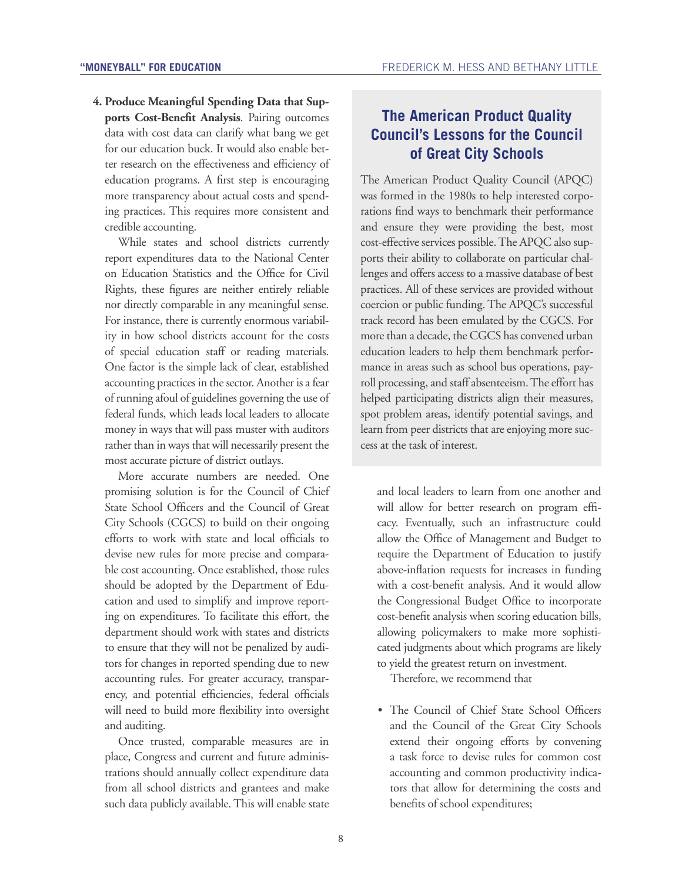4. **Produce Meaningful Spending Data that Supports Cost-Benefit Analysis**. Pairing outcomes data with cost data can clarify what bang we get for our education buck. It would also enable better research on the effectiveness and efficiency of education programs. A first step is encouraging more transparency about actual costs and spending practices. This requires more consistent and credible accounting.

While states and school districts currently report expenditures data to the National Center on Education Statistics and the Office for Civil Rights, these figures are neither entirely reliable nor directly comparable in any meaningful sense. For instance, there is currently enormous variability in how school districts account for the costs of special education staff or reading materials. One factor is the simple lack of clear, established accounting practices in the sector. Another is a fear of running afoul of guidelines governing the use of federal funds, which leads local leaders to allocate money in ways that will pass muster with auditors rather than in ways that will necessarily present the most accurate picture of district outlays.

More accurate numbers are needed. One promising solution is for the Council of Chief State School Officers and the Council of Great City Schools (CGCS) to build on their ongoing efforts to work with state and local officials to devise new rules for more precise and comparable cost accounting. Once established, those rules should be adopted by the Department of Education and used to simplify and improve reporting on expenditures. To facilitate this effort, the department should work with states and districts to ensure that they will not be penalized by auditors for changes in reported spending due to new accounting rules. For greater accuracy, transparency, and potential efficiencies, federal officials will need to build more flexibility into oversight and auditing.

Once trusted, comparable measures are in place, Congress and current and future administrations should annually collect expenditure data from all school districts and grantees and make such data publicly available. This will enable state and local leaders to learn from one another and will allow for better research on program efficacy. Eventually, such an infrastructure could allow the Office of Management and Budget to require the Department of Education to justify above-inflation requests for increases in funding with a cost-benefit analysis. And it would allow the Congressional Budget Office to incorporate cost-benefit analysis when scoring education bills, allowing policymakers to make more sophisticated judgments about which programs are likely to yield the greatest return on investment.

Therefore, we recommend that

- The Council of Chief State School Officers and the Council of the Great City Schools extend their ongoing efforts by convening a task force to devise rules for common cost accounting and common productivity indicators that allow for determining the costs and benefits of school expenditures;

## The American Product Quality Council's Lessons for the Council of Great City Schools

The American Product Quality Council (APQC) was formed in the 1980s to help interested corporations find ways to benchmark their performance and ensure they were providing the best, most cost-effective services possible. The APQC also supports their ability to collaborate on particular challenges and offers access to a massive database of best practices. All of these services are provided without coercion or public funding. The APQC's successful track record has been emulated by the CGCS. For more than a decade, the CGCS has convened urban education leaders to help them benchmark performance in areas such as school bus operations, payroll processing, and staff absenteeism. The effort has helped participating districts align their measures, spot problem areas, identify potential savings, and learn from peer districts that are enjoying more success at the task of interest.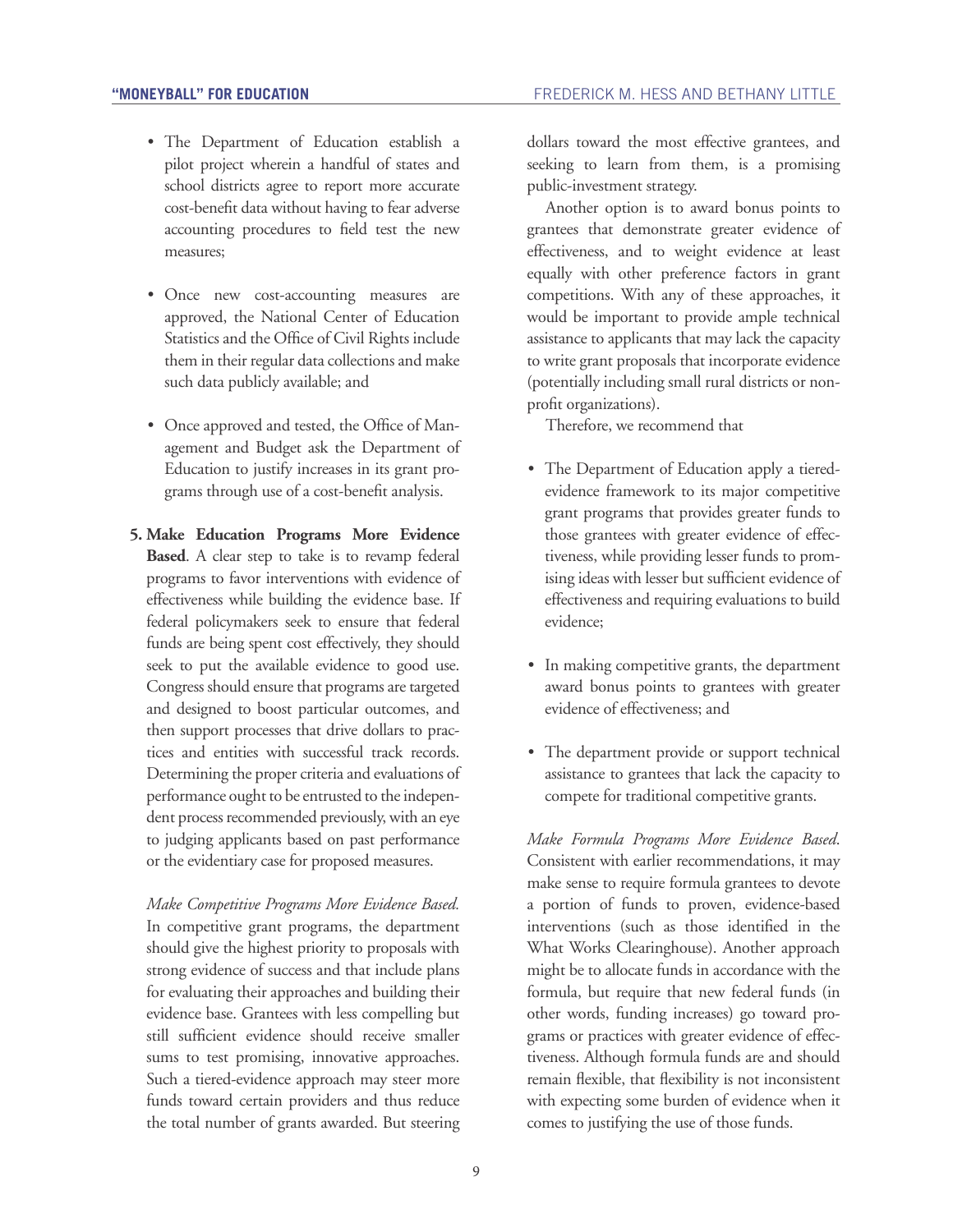- The Department of Education establish a pilot project wherein a handful of states and school districts agree to report more accurate cost-benefit data without having to fear adverse accounting procedures to field test the new measures;

- Once new cost-accounting measures are approved, the National Center of Education Statistics and the Office of Civil Rights include them in their regular data collections and make such data publicly available; and

- Once approved and tested, the Office of Management and Budget ask the Department of Education to justify increases in its grant programs through use of a cost-benefit analysis.

**5. Make Education Programs More Evidence Based**. A clear step to take is to revamp federal programs to favor interventions with evidence of effectiveness while building the evidence base. If federal policymakers seek to ensure that federal funds are being spent cost effectively, they should seek to put the available evidence to good use. Congress should ensure that programs are targeted and designed to boost particular outcomes, and then support processes that drive dollars to practices and entities with successful track records. Determining the proper criteria and evaluations of performance ought to be entrusted to the independent process recommended previously, with an eye to judging applicants based on past performance or the evidentiary case for proposed measures.

*Make Competitive Programs More Evidence Based.* In competitive grant programs, the department should give the highest priority to proposals with strong evidence of success and that include plans for evaluating their approaches and building their evidence base. Grantees with less compelling but still sufficient evidence should receive smaller sums to test promising, innovative approaches. Such a tiered-evidence approach may steer more funds toward certain providers and thus reduce the total number of grants awarded. But steering dollars toward the most effective grantees, and seeking to learn from them, is a promising public-investment strategy.

Another option is to award bonus points to grantees that demonstrate greater evidence of effectiveness, and to weight evidence at least equally with other preference factors in grant competitions. With any of these approaches, it would be important to provide ample technical assistance to applicants that may lack the capacity to write grant proposals that incorporate evidence (potentially including small rural districts or nonprofit organizations).

Therefore, we recommend that

- The Department of Education apply a tiered-evidence framework to its major competitive grant programs that provides greater funds to those grantees with greater evidence of effectiveness, while providing lesser funds to promising ideas with lesser but sufficient evidence of effectiveness and requiring evaluations to build evidence;

- In making competitive grants, the department award bonus points to grantees with greater evidence of effectiveness; and

- The department provide or support technical assistance to grantees that lack the capacity to compete for traditional competitive grants.

*Make Formula Programs More Evidence Based*. Consistent with earlier recommendations, it may make sense to require formula grantees to devote a portion of funds to proven, evidence-based interventions (such as those identified in the What Works Clearinghouse). Another approach might be to allocate funds in accordance with the formula, but require that new federal funds (in other words, funding increases) go toward programs or practices with greater evidence of effectiveness. Although formula funds are and should remain flexible, that flexibility is not inconsistent with expecting some burden of evidence when it comes to justifying the use of those funds.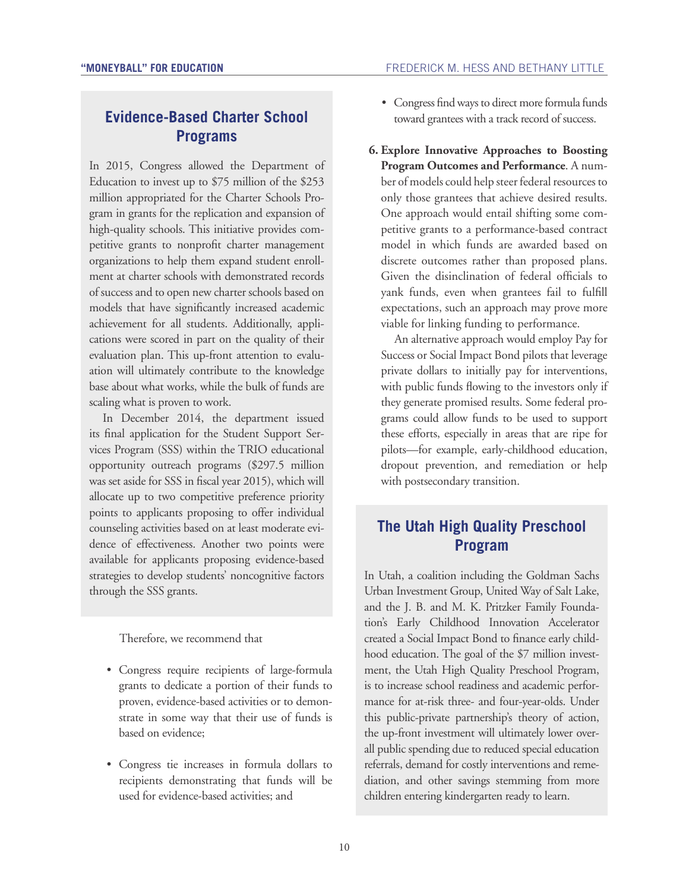## Evidence-Based Charter School Programs

In 2015, Congress allowed the Department of Education to invest up to $75 million of the $253 million appropriated for the Charter Schools Program in grants for the replication and expansion of high-quality schools. This initiative provides competitive grants to nonprofit charter management organizations to help them expand student enrollment at charter schools with demonstrated records of success and to open new charter schools based on models that have significantly increased academic achievement for all students. Additionally, applications were scored in part on the quality of their evaluation plan. This up-front attention to evaluation will ultimately contribute to the knowledge base about what works, while the bulk of funds are scaling what is proven to work.

In December 2014, the department issued its final application for the Student Support Services Program (SSS) within the TRIO educational opportunity outreach programs ($297.5 million was set aside for SSS in fiscal year 2015), which will allocate up to two competitive preference priority points to applicants proposing to offer individual counseling activities based on at least moderate evidence of effectiveness. Another two points were available for applicants proposing evidence-based strategies to develop students' noncognitive factors through the SSS grants.

Therefore, we recommend that

- Congress require recipients of large-formula grants to dedicate a portion of their funds to proven, evidence-based activities or to demonstrate in some way that their use of funds is based on evidence;
- Congress tie increases in formula dollars to recipients demonstrating that funds will be used for evidence-based activities; and
- Congress find ways to direct more formula funds toward grantees with a track record of success.

6. **Explore Innovative Approaches to Boosting Program Outcomes and Performance**. A number of models could help steer federal resources to only those grantees that achieve desired results. One approach would entail shifting some competitive grants to a performance-based contract model in which funds are awarded based on discrete outcomes rather than proposed plans. Given the disinclination of federal officials to yank funds, even when grantees fail to fulfill expectations, such an approach may prove more viable for linking funding to performance.

   An alternative approach would employ Pay for Success or Social Impact Bond pilots that leverage private dollars to initially pay for interventions, with public funds flowing to the investors only if they generate promised results. Some federal programs could allow funds to be used to support these efforts, especially in areas that are ripe for pilots—for example, early-childhood education, dropout prevention, and remediation or help with postsecondary transition.

## The Utah High Quality Preschool Program

In Utah, a coalition including the Goldman Sachs Urban Investment Group, United Way of Salt Lake, and the J. B. and M. K. Pritzker Family Foundation's Early Childhood Innovation Accelerator created a Social Impact Bond to finance early childhood education. The goal of the $7 million investment, the Utah High Quality Preschool Program, is to increase school readiness and academic performance for at-risk three- and four-year-olds. Under this public-private partnership's theory of action, the up-front investment will ultimately lower overall public spending due to reduced special education referrals, demand for costly interventions and remediation, and other savings stemming from more children entering kindergarten ready to learn.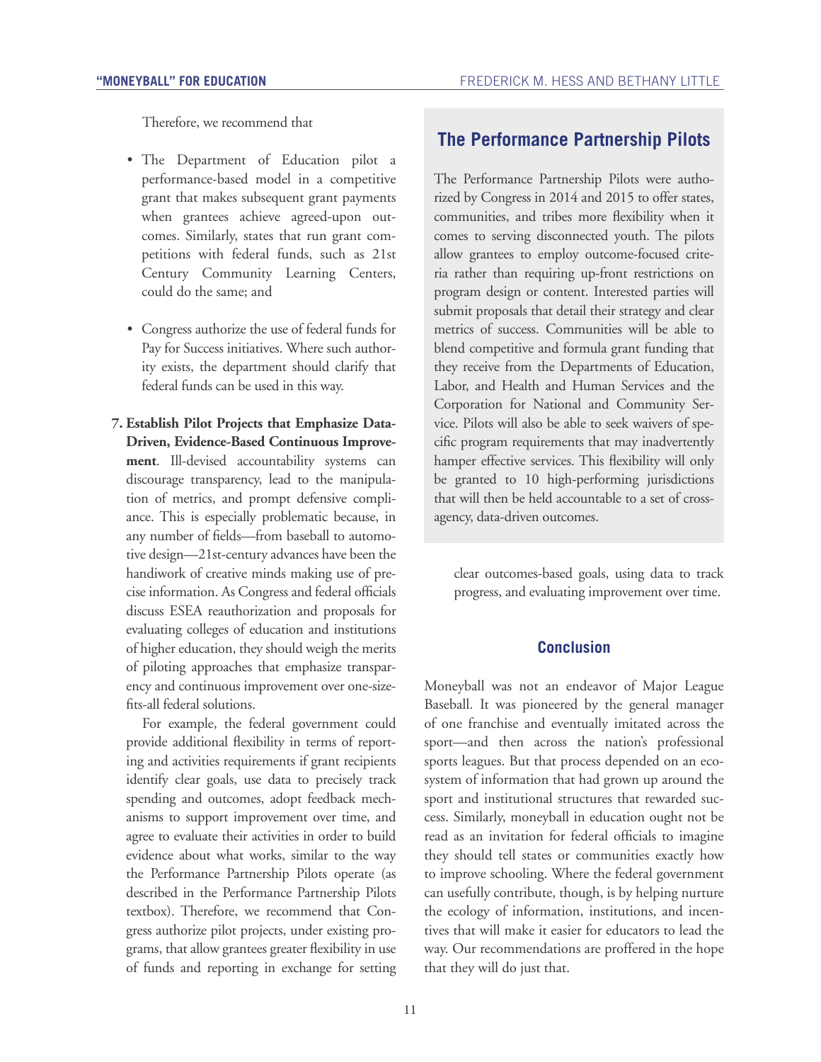Therefore, we recommend that

- The Department of Education pilot a performance-based model in a competitive grant that makes subsequent grant payments when grantees achieve agreed-upon outcomes. Similarly, states that run grant competitions with federal funds, such as 21st Century Community Learning Centers, could do the same; and
- Congress authorize the use of federal funds for Pay for Success initiatives. Where such authority exists, the department should clarify that federal funds can be used in this way.

7. **Establish Pilot Projects that Emphasize Data-Driven, Evidence-Based Continuous Improvement**. Ill-devised accountability systems can discourage transparency, lead to the manipulation of metrics, and prompt defensive compliance. This is especially problematic because, in any number of fields—from baseball to automotive design—21st-century advances have been the handiwork of creative minds making use of precise information. As Congress and federal officials discuss ESEA reauthorization and proposals for evaluating colleges of education and institutions of higher education, they should weigh the merits of piloting approaches that emphasize transparency and continuous improvement over one-size-fits-all federal solutions.

   For example, the federal government could provide additional flexibility in terms of reporting and activities requirements if grant recipients identify clear goals, use data to precisely track spending and outcomes, adopt feedback mechanisms to support improvement over time, and agree to evaluate their activities in order to build evidence about what works, similar to the way the Performance Partnership Pilots operate (as described in the Performance Partnership Pilots textbox). Therefore, we recommend that Congress authorize pilot projects, under existing programs, that allow grantees greater flexibility in use of funds and reporting in exchange for setting clear outcomes-based goals, using data to track progress, and evaluating improvement over time.

## The Performance Partnership Pilots

The Performance Partnership Pilots were authorized by Congress in 2014 and 2015 to offer states, communities, and tribes more flexibility when it comes to serving disconnected youth. The pilots allow grantees to employ outcome-focused criteria rather than requiring up-front restrictions on program design or content. Interested parties will submit proposals that detail their strategy and clear metrics of success. Communities will be able to blend competitive and formula grant funding that they receive from the Departments of Education, Labor, and Health and Human Services and the Corporation for National and Community Service. Pilots will also be able to seek waivers of specific program requirements that may inadvertently hamper effective services. This flexibility will only be granted to 10 high-performing jurisdictions that will then be held accountable to a set of cross-agency, data-driven outcomes.

## Conclusion

Moneyball was not an endeavor of Major League Baseball. It was pioneered by the general manager of one franchise and eventually imitated across the sport—and then across the nation's professional sports leagues. But that process depended on an ecosystem of information that had grown up around the sport and institutional structures that rewarded success. Similarly, moneyball in education ought not be read as an invitation for federal officials to imagine they should tell states or communities exactly how to improve schooling. Where the federal government can usefully contribute, though, is by helping nurture the ecology of information, institutions, and incentives that will make it easier for educators to lead the way. Our recommendations are proffered in the hope that they will do just that.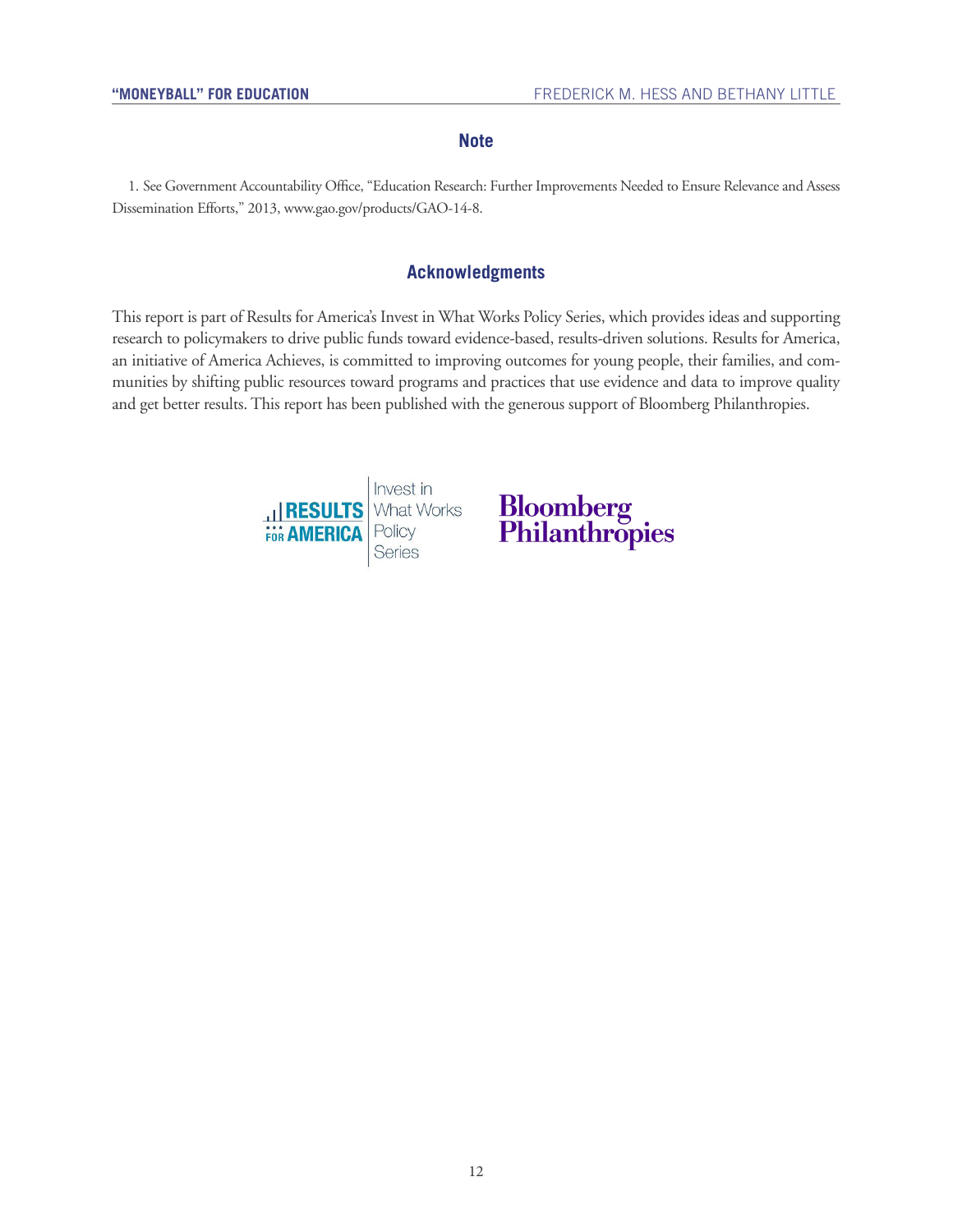## Note

1. See Government Accountability Office, "Education Research: Further Improvements Needed to Ensure Relevance and Assess Dissemination Efforts," 2013, www.gao.gov/products/GAO-14-8.

## Acknowledgments

This report is part of Results for America's Invest in What Works Policy Series, which provides ideas and supporting research to policymakers to drive public funds toward evidence-based, results-driven solutions. Results for America, an initiative of America Achieves, is committed to improving outcomes for young people, their families, and communities by shifting public resources toward programs and practices that use evidence and data to improve quality and get better results. This report has been published with the generous support of Bloomberg Philanthropies.

RESULTS FOR AMERICA | Invest in What Works Policy Series

Bloomberg Philanthropies